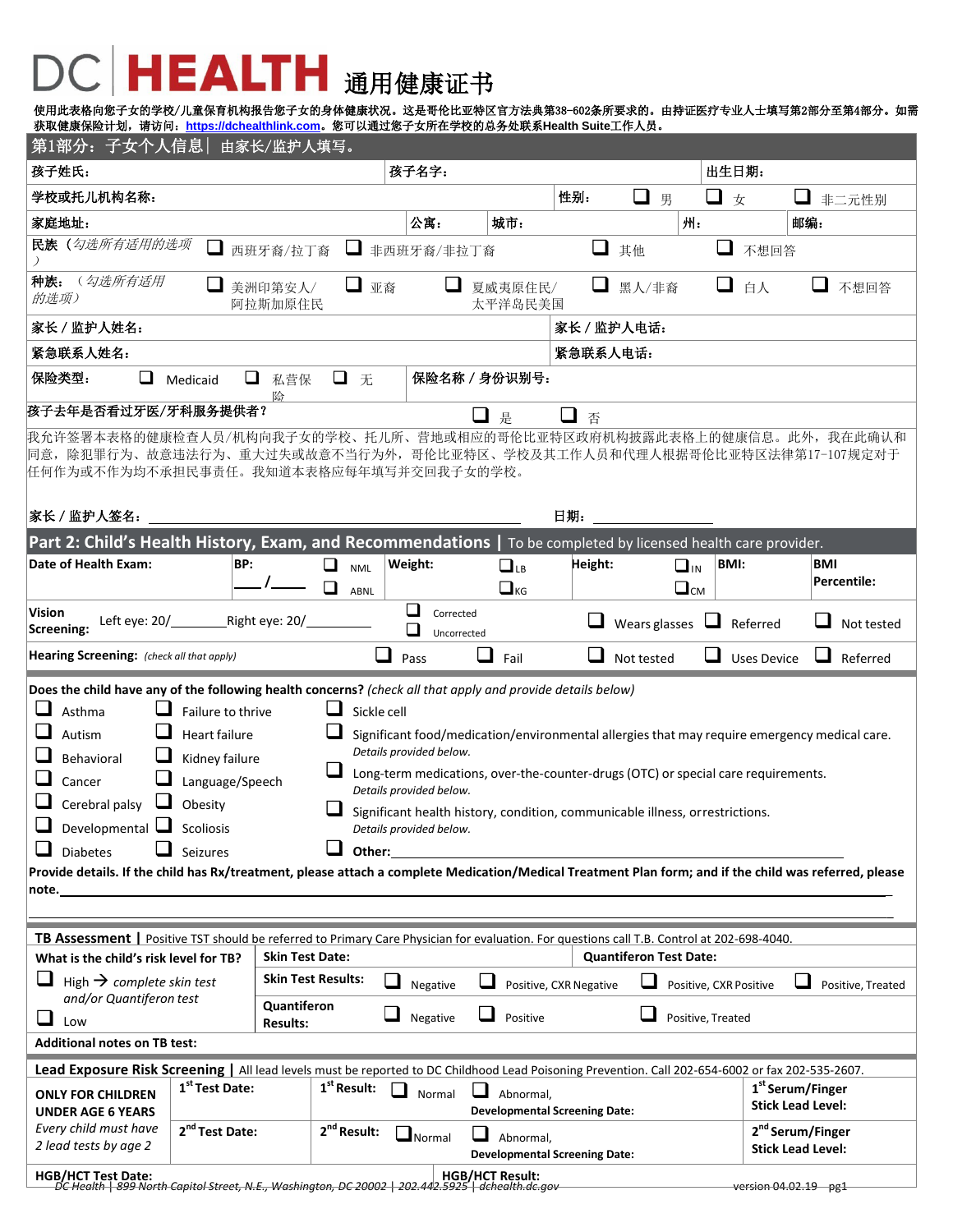# DC HEALTH 通用健康证书

**使用此表格向您子女的学校/儿童保育机构报告您子女的身体健康状况。这是哥伦比亚特区官方法典第38-602条所要求的。由持证医疗专业人士填写第2部分至第4部分。如需获取健康保险计划，请访问：https://dchealthlink.com。您可以通过您子女所在学校的总务处联系Health Suite工作人员。**

## 第1部分：子女个人信息 | 由家长/监护人填写。

| | | |
|---|---|---|
| **孩子姓氏：** | **孩子名字：** | **出生日期：** |
| **学校或托儿机构名称：** | **性别：** ❑ 男 ❑ 女 ❑ 非二元性别 | |
| **家庭地址：** | **公寓：** **城市：** | **州：** **邮编：** |

**民族**（*勾选所有适用的选项*） ❑ 西班牙裔/拉丁裔 ❑ 非西班牙裔/非拉丁裔 ❑ 其他 ❑ 不想回答

**种族：**（*勾选所有适用的选项*） ❑ 美洲印第安人/阿拉斯加原住民 ❑ 亚裔 ❑ 夏威夷原住民/太平洋岛民美国 ❑ 黑人/非裔 ❑ 白人 ❑ 不想回答

| | |
|---|---|
| **家长 / 监护人姓名：** | **家长 / 监护人电话：** |
| **紧急联系人姓名：** | **紧急联系人电话：** |
| **保险类型：** ❑ Medicaid ❑ 私营保险 ❑ 无 | **保险名称 / 身份识别号：** |

**孩子去年是否看过牙医/牙科服务提供者？** ❑ 是 ❑ 否

我允许签署本表格的健康检查人员/机构向我子女的学校、托儿所、营地或相应的哥伦比亚特区政府机构披露此表格上的健康信息。此外，我在此确认和同意，除犯罪行为、故意违法行为、重大过失或故意不当行为外，哥伦比亚特区、学校及其工作人员和代理人根据哥伦比亚特区法律第17-107规定对于任何作为或不作为均不承担民事责任。我知道本表格应每年填写并交回我子女的学校。

**家长 / 监护人签名：** ____________________ **日期：** __________

## Part 2: Child's Health History, Exam, and Recommendations | To be completed by licensed health care provider.

| | | | | | |
|---|---|---|---|---|---|
| **Date of Health Exam:** | **BP:** ___/___ ❑ NML ❑ ABNL | **Weight:** ❑ LB ❑ KG | **Height:** ❑ IN ❑ CM | **BMI:** | **BMI Percentile:** |

**Vision Screening:** Left eye: 20/_______ Right eye: 20/_______ ❑ Corrected ❑ Uncorrected ❑ Wears glasses ❑ Referred ❑ Not tested

**Hearing Screening:** *(check all that apply)* ❑ Pass ❑ Fail ❑ Not tested ❑ Uses Device ❑ Referred

**Does the child have any of the following health concerns?** *(check all that apply and provide details below)*

| | | |
|---|---|---|
| ❑ Asthma | ❑ Failure to thrive | ❑ Sickle cell |
| ❑ Autism | ❑ Heart failure | ❑ Significant food/medication/environmental allergies that may require emergency medical care. *Details provided below.* |
| ❑ Behavioral | ❑ Kidney failure | |
| ❑ Cancer | ❑ Language/Speech | ❑ Long-term medications, over-the-counter-drugs (OTC) or special care requirements. *Details provided below.* |
| ❑ Cerebral palsy | ❑ Obesity | |
| ❑ Developmental | ❑ Scoliosis | ❑ Significant health history, condition, communicable illness, or restrictions. *Details provided below.* |
| ❑ Diabetes | ❑ Seizures | ❑ **Other:** ____________ |

**Provide details. If the child has Rx/treatment, please attach a complete Medication/Medical Treatment Plan form; and if the child was referred, please note.** ________________________________

### TB Assessment | Positive TST should be referred to Primary Care Physician for evaluation. For questions call T.B. Control at 202-698-4040.

| **What is the child's risk level for TB?** | **Skin Test Date:** | | **Quantiferon Test Date:** | |
|---|---|---|---|---|
| ❑ High → *complete skin test and/or Quantiferon test* | **Skin Test Results:** | ❑ Negative | ❑ Positive, CXR Negative ❑ Positive, CXR Positive | ❑ Positive, Treated |
| ❑ Low | **Quantiferon Results:** | ❑ Negative | ❑ Positive | ❑ Positive, Treated |

**Additional notes on TB test:**

### Lead Exposure Risk Screening | All lead levels must be reported to DC Childhood Lead Poisoning Prevention. Call 202-654-6002 or fax 202-535-2607.

| **ONLY FOR CHILDREN UNDER AGE 6 YEARS** *Every child must have 2 lead tests by age 2* | | | |
|---|---|---|---|
| | **1st Test Date:** | **1st Result:** ❑ Normal ❑ Abnormal, **Developmental Screening Date:** | **1st Serum/Finger Stick Lead Level:** |
| | **2nd Test Date:** | **2nd Result:** ❑ Normal ❑ Abnormal, **Developmental Screening Date:** | **2nd Serum/Finger Stick Lead Level:** |

**HGB/HCT Test Date:** **HGB/HCT Result:**

DC Health | 899 North Capitol Street, N.E., Washington, DC 20002 | 202.442.5925 | dchealth.dc.gov version 04.02.19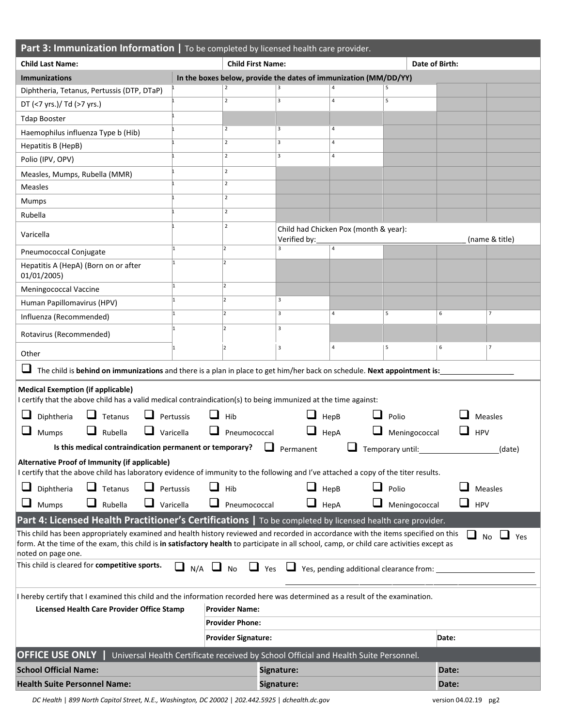## Part 3: Immunization Information | To be completed by licensed health care provider.

| Child Last Name: | | | Child First Name: | | | | Date of Birth: |
|---|---|---|---|---|---|---|---|
| **Immunizations** | **In the boxes below, provide the dates of immunization (MM/DD/YY)** | | | | | | |
| Diphtheria, Tetanus, Pertussis (DTP, DTaP) | 1 | 2 | 3 | 4 | 5 | | |
| DT (<7 yrs.)/ Td (>7 yrs.) | 1 | 2 | 3 | 4 | 5 | | |
| Tdap Booster | 1 | | | | | | |
| Haemophilus influenza Type b (Hib) | 1 | 2 | 3 | 4 | | | |
| Hepatitis B (HepB) | 1 | 2 | 3 | 4 | | | |
| Polio (IPV, OPV) | 1 | 2 | 3 | 4 | | | |
| Measles, Mumps, Rubella (MMR) | 1 | 2 | | | | | |
| Measles | 1 | 2 | | | | | |
| Mumps | 1 | 2 | | | | | |
| Rubella | 1 | 2 | | | | | |
| Varicella | 1 | 2 | Child had Chicken Pox (month & year): Verified by:______________ (name & title) | | | | |
| Pneumococcal Conjugate | 1 | 2 | 3 | 4 | | | |
| Hepatitis A (HepA) (Born on or after 01/01/2005) | 1 | 2 | | | | | |
| Meningococcal Vaccine | 1 | 2 | | | | | |
| Human Papillomavirus (HPV) | 1 | 2 | 3 | | | | |
| Influenza (Recommended) | 1 | 2 | 3 | 4 | 5 | 6 | 7 |
| Rotavirus (Recommended) | 1 | 2 | 3 | | | | |
| Other | 1 | 2 | 3 | 4 | 5 | 6 | 7 |

☐ The child is **behind on immunizations** and there is a plan in place to get him/her back on schedule. **Next appointment is:**__________________

**Medical Exemption (if applicable)**

I certify that the above child has a valid medical contraindication(s) to being immunized at the time against:

☐ Diphtheria ☐ Tetanus ☐ Pertussis ☐ Hib ☐ HepB ☐ Polio ☐ Measles

☐ Mumps ☐ Rubella ☐ Varicella ☐ Pneumococcal ☐ HepA ☐ Meningococcal ☐ HPV

**Is this medical contraindication permanent or temporary?** ☐ Permanent ☐ Temporary until:__________________(date)

**Alternative Proof of Immunity (if applicable)**

I certify that the above child has laboratory evidence of immunity to the following and I've attached a copy of the titer results.

☐ Diphtheria ☐ Tetanus ☐ Pertussis ☐ Hib ☐ HepB ☐ Polio ☐ Measles

☐ Mumps ☐ Rubella ☐ Varicella ☐ Pneumococcal ☐ HepA ☐ Meningococcal ☐ HPV

## Part 4: Licensed Health Practitioner's Certifications | To be completed by licensed health care provider.

This child has been appropriately examined and health history reviewed and recorded in accordance with the items specified on this form. At the time of the exam, this child is **in satisfactory health** to participate in all school, camp, or child care activities except as noted on page one. ☐ No ☐ Yes

This child is cleared for **competitive sports.** ☐ N/A ☐ No ☐ Yes ☐ Yes, pending additional clearance from: __________________________

I hereby certify that I examined this child and the information recorded here was determined as a result of the examination.

| Licensed Health Care Provider Office Stamp | | |
|---|---|---|
| | **Provider Name:** | |
| | **Provider Phone:** | |
| | **Provider Signature:** | **Date:** |

## OFFICE USE ONLY | Universal Health Certificate received by School Official and Health Suite Personnel.

| | | |
|---|---|---|
| **School Official Name:** | **Signature:** | **Date:** |
| **Health Suite Personnel Name:** | **Signature:** | **Date:** |

*DC Health | 899 North Capitol Street, N.E., Washington, DC 20002 | 202.442.5925 | dchealth.dc.gov* version 04.02.19